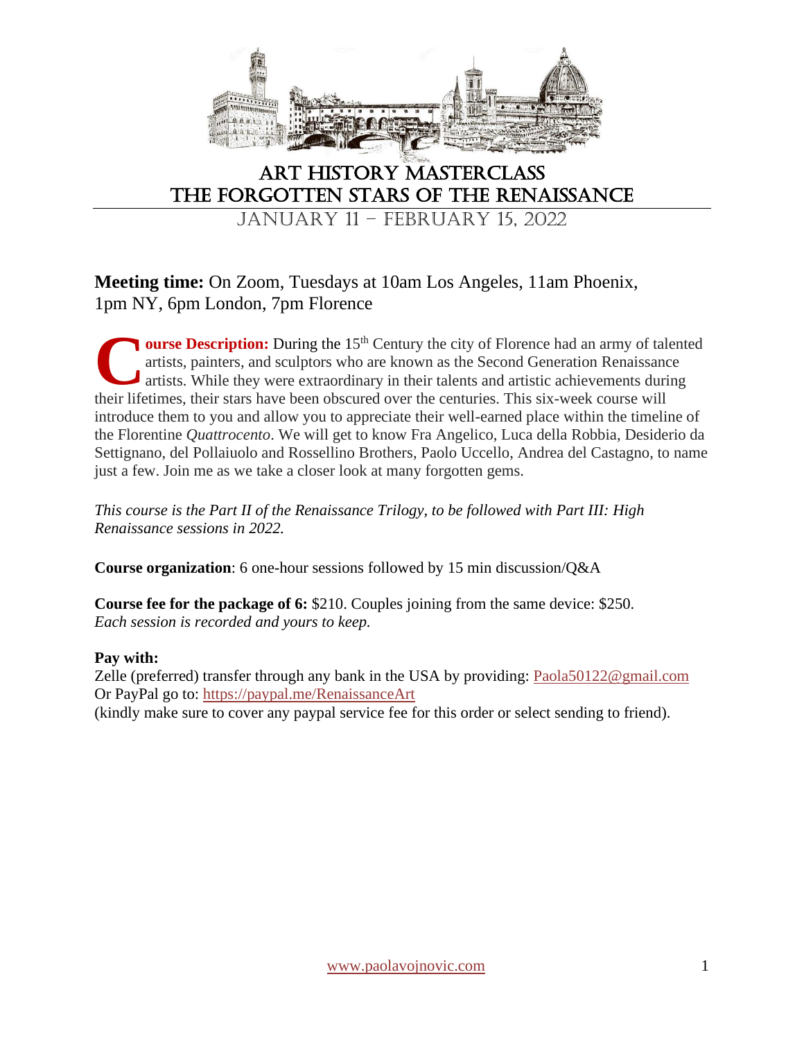# Art History Masterclass
# The Forgotten Stars of the Renaissance

## January 11 – February 15, 2022

**Meeting time:** On Zoom, Tuesdays at 10am Los Angeles, 11am Phoenix, 1pm NY, 6pm London, 7pm Florence

**Course Description:** During the 15th Century the city of Florence had an army of talented artists, painters, and sculptors who are known as the Second Generation Renaissance artists. While they were extraordinary in their talents and artistic achievements during their lifetimes, their stars have been obscured over the centuries. This six-week course will introduce them to you and allow you to appreciate their well-earned place within the timeline of the Florentine *Quattrocento*. We will get to know Fra Angelico, Luca della Robbia, Desiderio da Settignano, del Pollaiuolo and Rossellino Brothers, Paolo Uccello, Andrea del Castagno, to name just a few. Join me as we take a closer look at many forgotten gems.

*This course is the Part II of the Renaissance Trilogy, to be followed with Part III: High Renaissance sessions in 2022.*

**Course organization**: 6 one-hour sessions followed by 15 min discussion/Q&A

**Course fee for the package of 6:** $210. Couples joining from the same device: $250.
*Each session is recorded and yours to keep.*

**Pay with:**
Zelle (preferred) transfer through any bank in the USA by providing: Paola50122@gmail.com
Or PayPal go to: https://paypal.me/RenaissanceArt
(kindly make sure to cover any paypal service fee for this order or select sending to friend).

www.paolavojnovic.com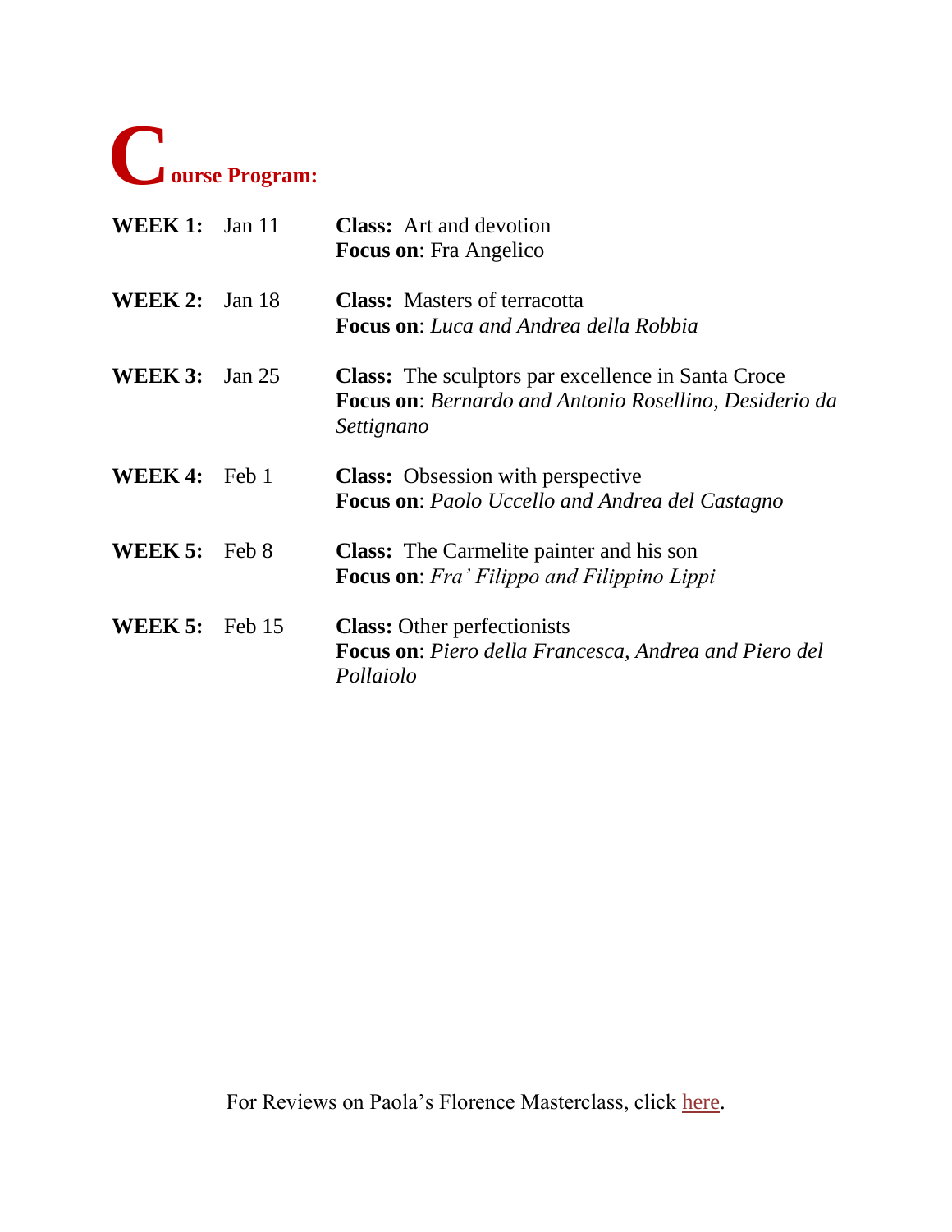# Course Program:

**WEEK 1:** Jan 11

**Class:** Art and devotion
**Focus on**: Fra Angelico

**WEEK 2:** Jan 18

**Class:** Masters of terracotta
**Focus on**: *Luca and Andrea della Robbia*

**WEEK 3:** Jan 25

**Class:** The sculptors par excellence in Santa Croce
**Focus on**: *Bernardo and Antonio Rosellino, Desiderio da Settignano*

**WEEK 4:** Feb 1

**Class:** Obsession with perspective
**Focus on**: *Paolo Uccello and Andrea del Castagno*

**WEEK 5:** Feb 8

**Class:** The Carmelite painter and his son
**Focus on**: *Fra' Filippo and Filippino Lippi*

**WEEK 5:** Feb 15

**Class:** Other perfectionists
**Focus on**: *Piero della Francesca, Andrea and Piero del Pollaiolo*

For Reviews on Paola's Florence Masterclass, click here.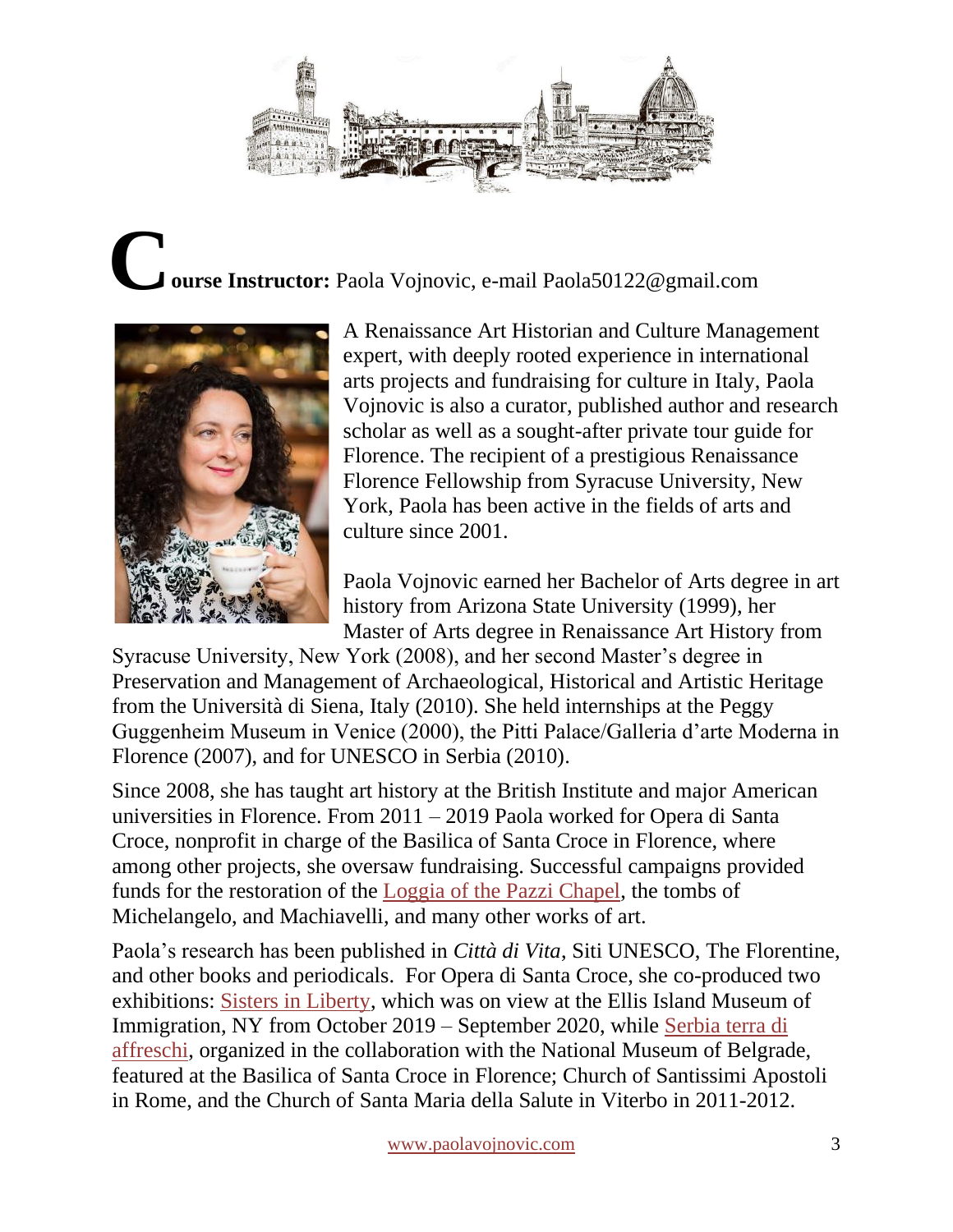**Course Instructor:** Paola Vojnovic, e-mail Paola50122@gmail.com

A Renaissance Art Historian and Culture Management expert, with deeply rooted experience in international arts projects and fundraising for culture in Italy, Paola Vojnovic is also a curator, published author and research scholar as well as a sought-after private tour guide for Florence. The recipient of a prestigious Renaissance Florence Fellowship from Syracuse University, New York, Paola has been active in the fields of arts and culture since 2001.

Paola Vojnovic earned her Bachelor of Arts degree in art history from Arizona State University (1999), her Master of Arts degree in Renaissance Art History from Syracuse University, New York (2008), and her second Master's degree in Preservation and Management of Archaeological, Historical and Artistic Heritage from the Università di Siena, Italy (2010). She held internships at the Peggy Guggenheim Museum in Venice (2000), the Pitti Palace/Galleria d'arte Moderna in Florence (2007), and for UNESCO in Serbia (2010).

Since 2008, she has taught art history at the British Institute and major American universities in Florence. From 2011 – 2019 Paola worked for Opera di Santa Croce, nonprofit in charge of the Basilica of Santa Croce in Florence, where among other projects, she oversaw fundraising. Successful campaigns provided funds for the restoration of the Loggia of the Pazzi Chapel, the tombs of Michelangelo, and Machiavelli, and many other works of art.

Paola's research has been published in *Città di Vita*, Siti UNESCO, The Florentine, and other books and periodicals. For Opera di Santa Croce, she co-produced two exhibitions: Sisters in Liberty, which was on view at the Ellis Island Museum of Immigration, NY from October 2019 – September 2020, while Serbia terra di affreschi, organized in the collaboration with the National Museum of Belgrade, featured at the Basilica of Santa Croce in Florence; Church of Santissimi Apostoli in Rome, and the Church of Santa Maria della Salute in Viterbo in 2011-2012.

www.paolavojnovic.com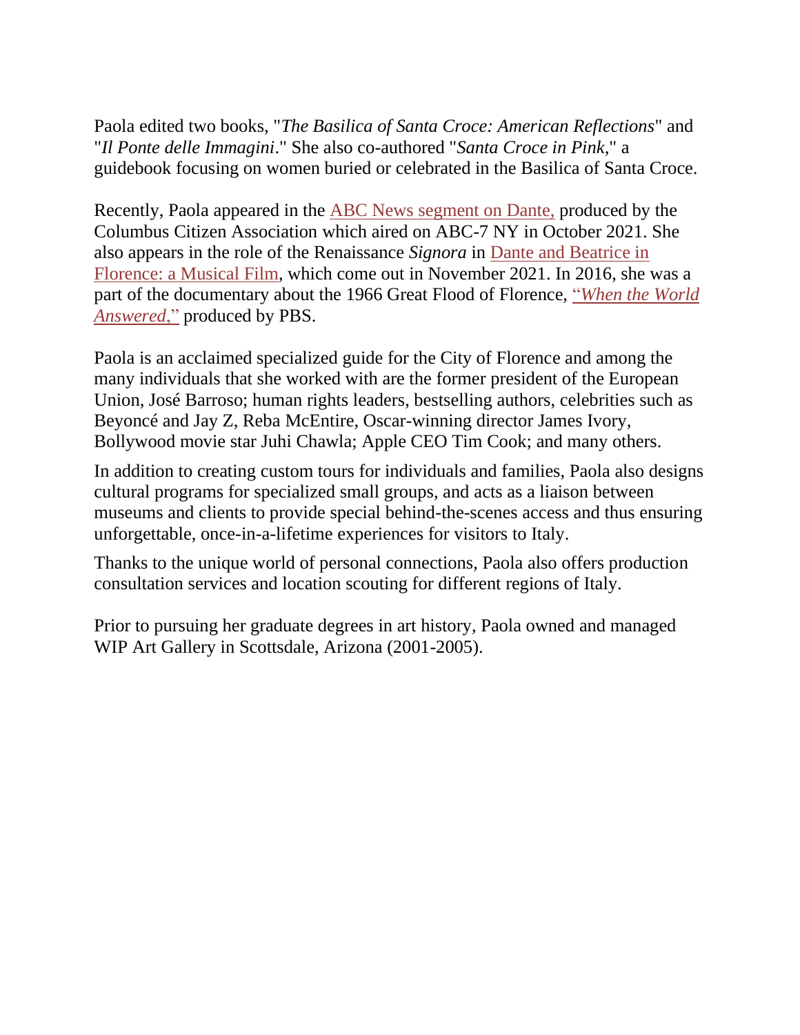Paola edited two books, "*The Basilica of Santa Croce: American Reflections*" and "*Il Ponte delle Immagini*." She also co-authored "*Santa Croce in Pink*," a guidebook focusing on women buried or celebrated in the Basilica of Santa Croce.

Recently, Paola appeared in the ABC News segment on Dante, produced by the Columbus Citizen Association which aired on ABC-7 NY in October 2021. She also appears in the role of the Renaissance *Signora* in Dante and Beatrice in Florence: a Musical Film, which come out in November 2021. In 2016, she was a part of the documentary about the 1966 Great Flood of Florence, "*When the World Answered*," produced by PBS.

Paola is an acclaimed specialized guide for the City of Florence and among the many individuals that she worked with are the former president of the European Union, José Barroso; human rights leaders, bestselling authors, celebrities such as Beyoncé and Jay Z, Reba McEntire, Oscar-winning director James Ivory, Bollywood movie star Juhi Chawla; Apple CEO Tim Cook; and many others.

In addition to creating custom tours for individuals and families, Paola also designs cultural programs for specialized small groups, and acts as a liaison between museums and clients to provide special behind-the-scenes access and thus ensuring unforgettable, once-in-a-lifetime experiences for visitors to Italy.

Thanks to the unique world of personal connections, Paola also offers production consultation services and location scouting for different regions of Italy.

Prior to pursuing her graduate degrees in art history, Paola owned and managed WIP Art Gallery in Scottsdale, Arizona (2001-2005).